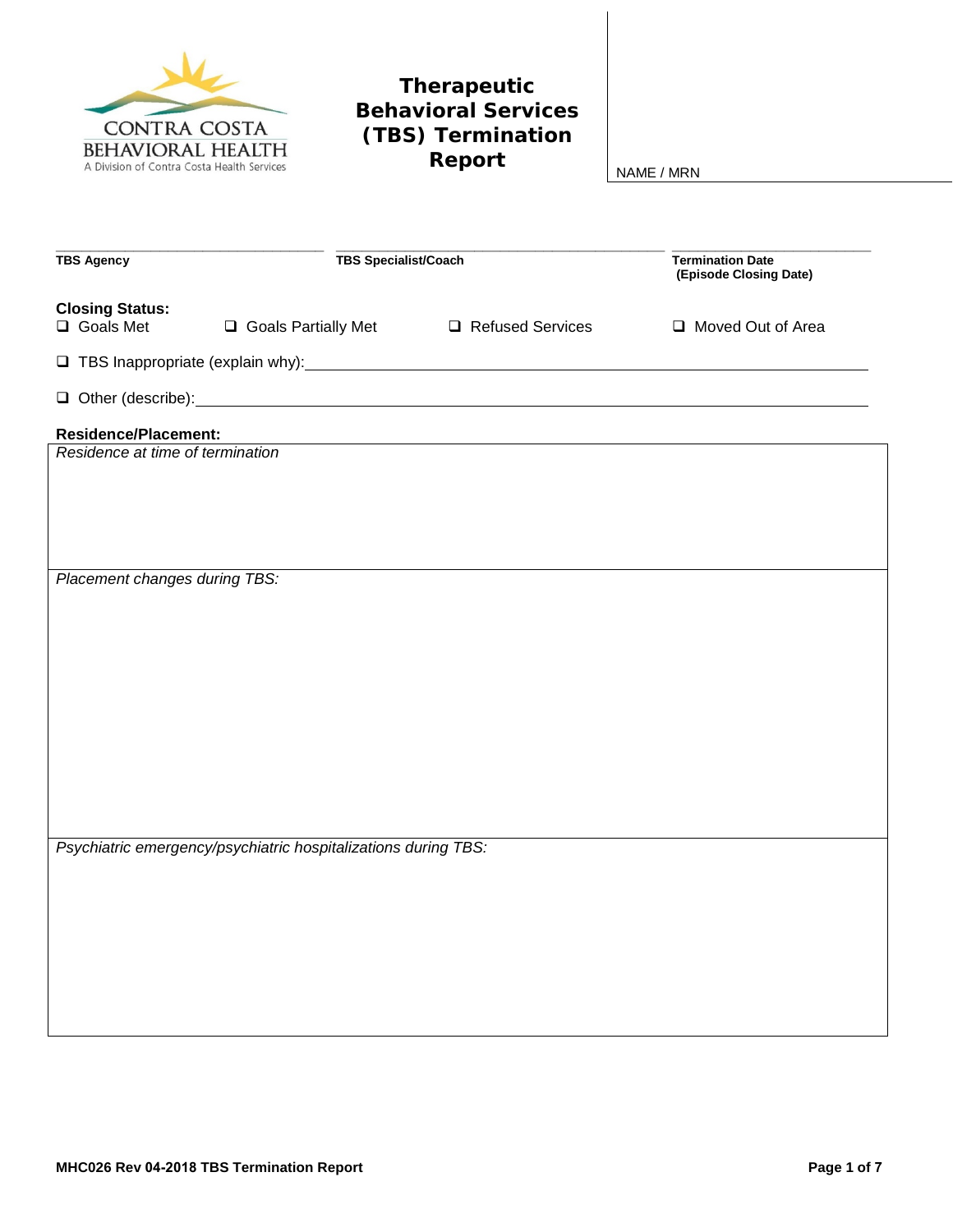CONTRA COSTA
BEHAVIORAL HEALTH
A Division of Contra Costa Health Services

# Therapeutic Behavioral Services (TBS) Termination Report

NAME / MRN

| **TBS Agency** | **TBS Specialist/Coach** | **Termination Date (Episode Closing Date)** |
|---|---|---|
| | | |

**Closing Status:**

❑ Goals Met ❑ Goals Partially Met ❑ Refused Services ❑ Moved Out of Area

❑ TBS Inappropriate (explain why): ______________________________

❑ Other (describe): ______________________________

**Residence/Placement:**

| *Residence at time of termination* |
|---|
| |
| *Placement changes during TBS:* |
| |
| *Psychiatric emergency/psychiatric hospitalizations during TBS:* |
| |

MHC026 Rev 04-2018 TBS Termination Report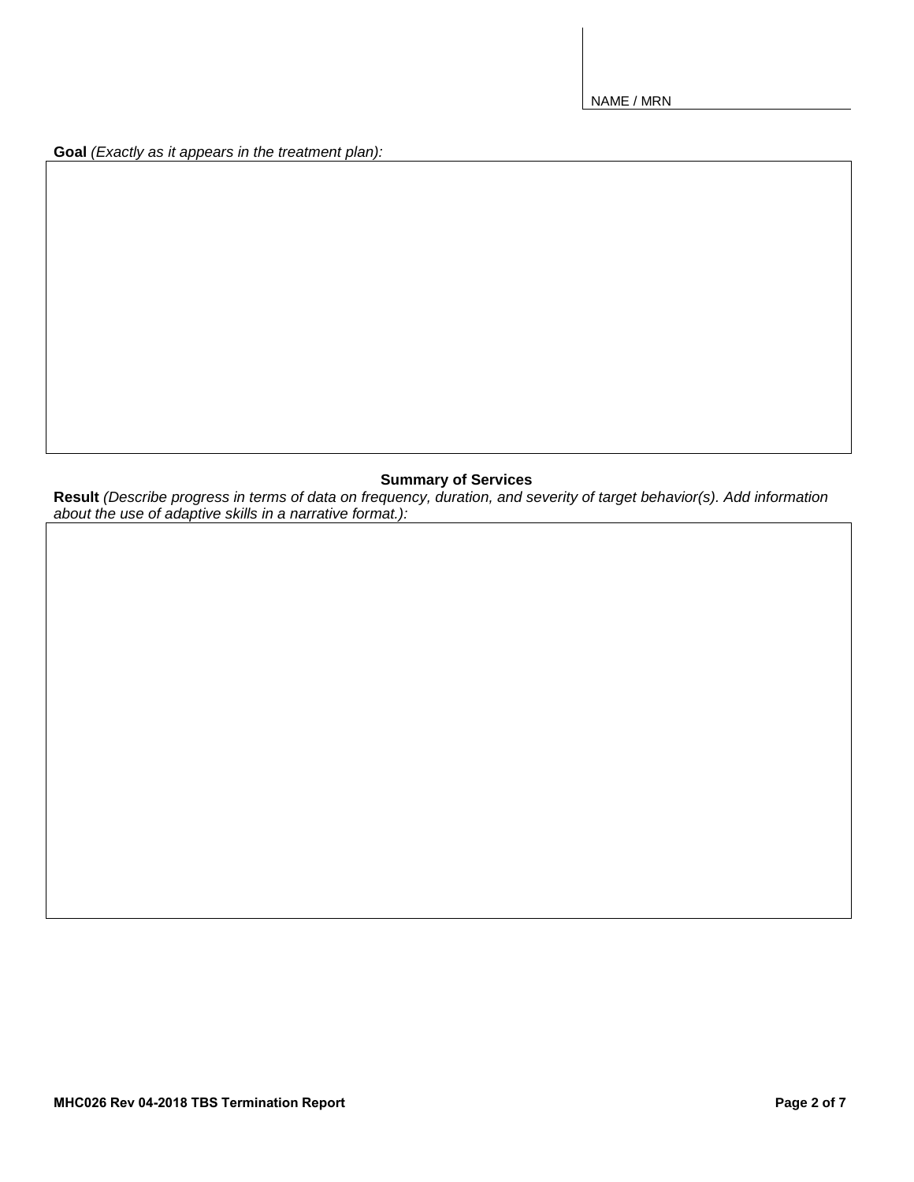NAME / MRN

**Goal** *(Exactly as it appears in the treatment plan):*

## Summary of Services

**Result** *(Describe progress in terms of data on frequency, duration, and severity of target behavior(s). Add information about the use of adaptive skills in a narrative format.):*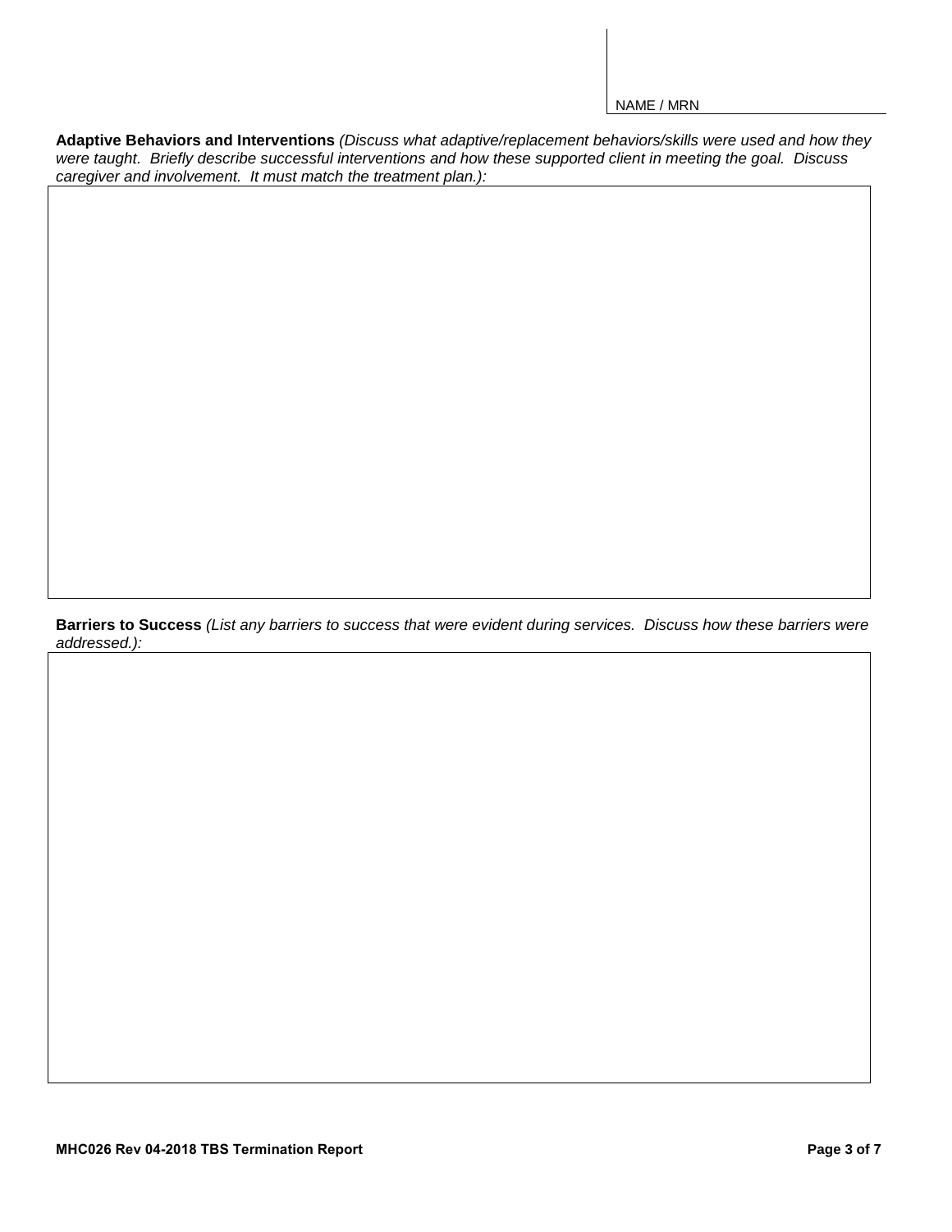NAME / MRN

**Adaptive Behaviors and Interventions** *(Discuss what adaptive/replacement behaviors/skills were used and how they were taught. Briefly describe successful interventions and how these supported client in meeting the goal. Discuss caregiver and involvement. It must match the treatment plan.):*

**Barriers to Success** *(List any barriers to success that were evident during services. Discuss how these barriers were addressed.):*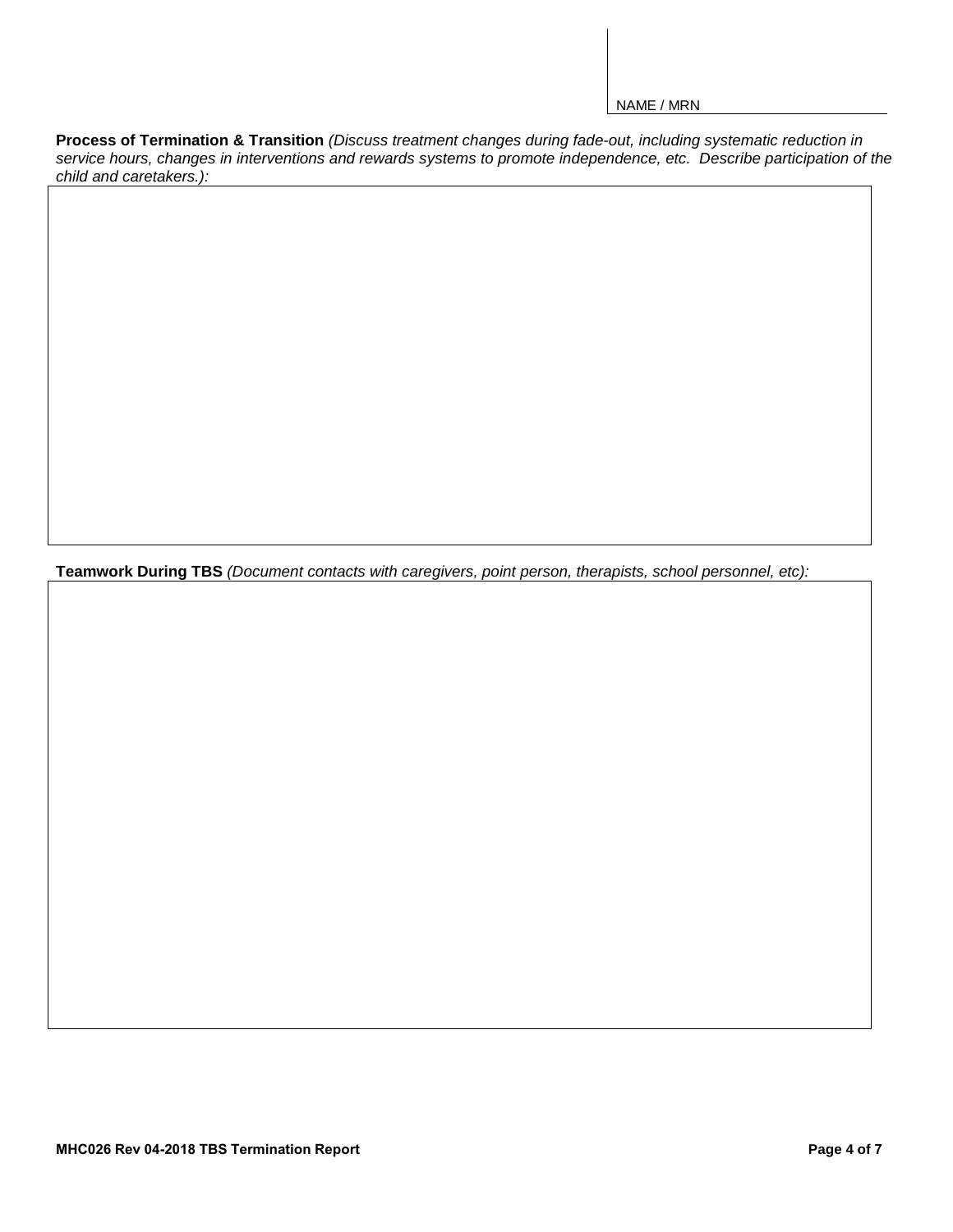NAME / MRN

**Process of Termination & Transition** *(Discuss treatment changes during fade-out, including systematic reduction in service hours, changes in interventions and rewards systems to promote independence, etc. Describe participation of the child and caretakers.):*

**Teamwork During TBS** *(Document contacts with caregivers, point person, therapists, school personnel, etc):*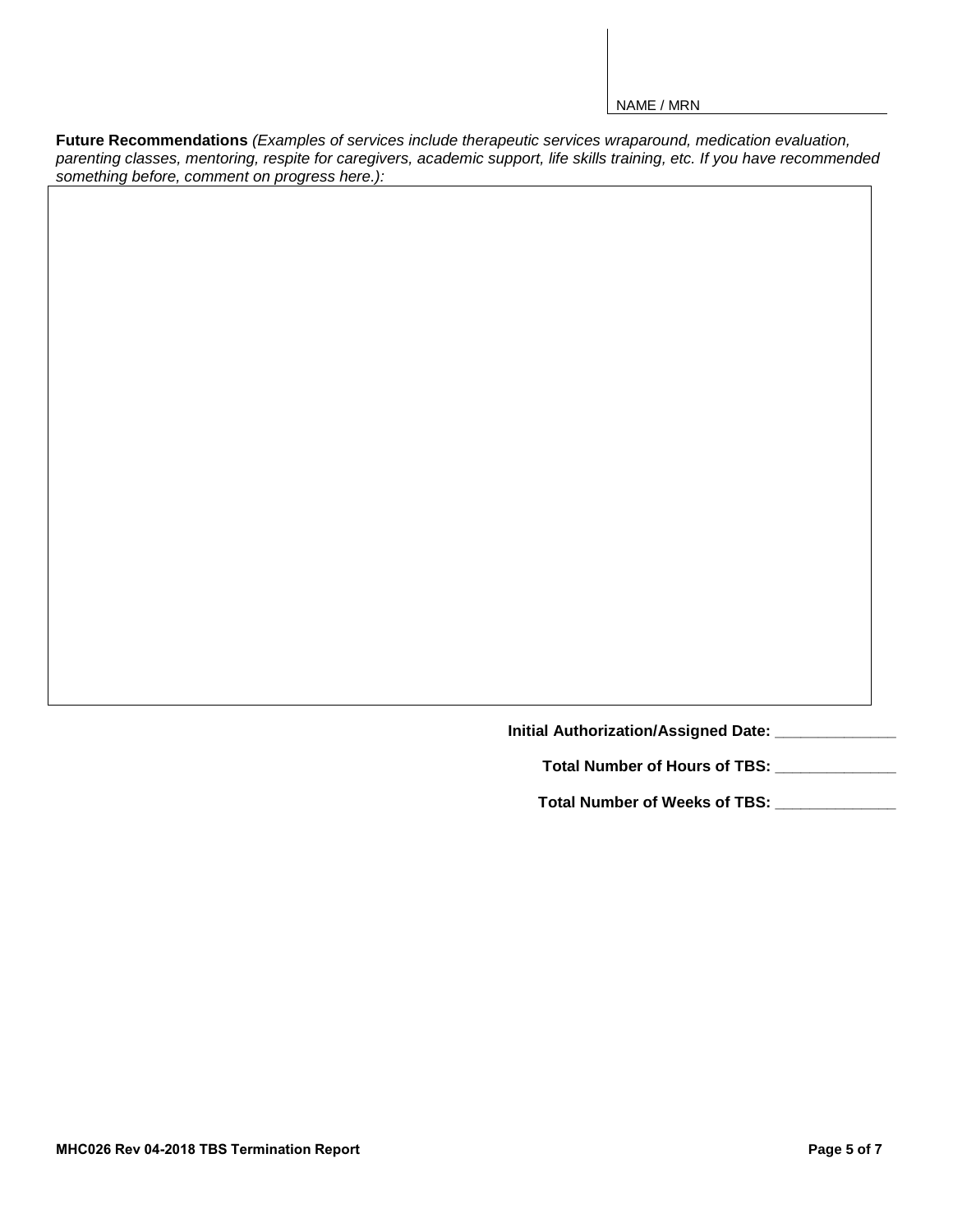NAME / MRN

**Future Recommendations** *(Examples of services include therapeutic services wraparound, medication evaluation, parenting classes, mentoring, respite for caregivers, academic support, life skills training, etc. If you have recommended something before, comment on progress here.):*

**Initial Authorization/Assigned Date:** ______________

**Total Number of Hours of TBS:** ______________

**Total Number of Weeks of TBS:** ______________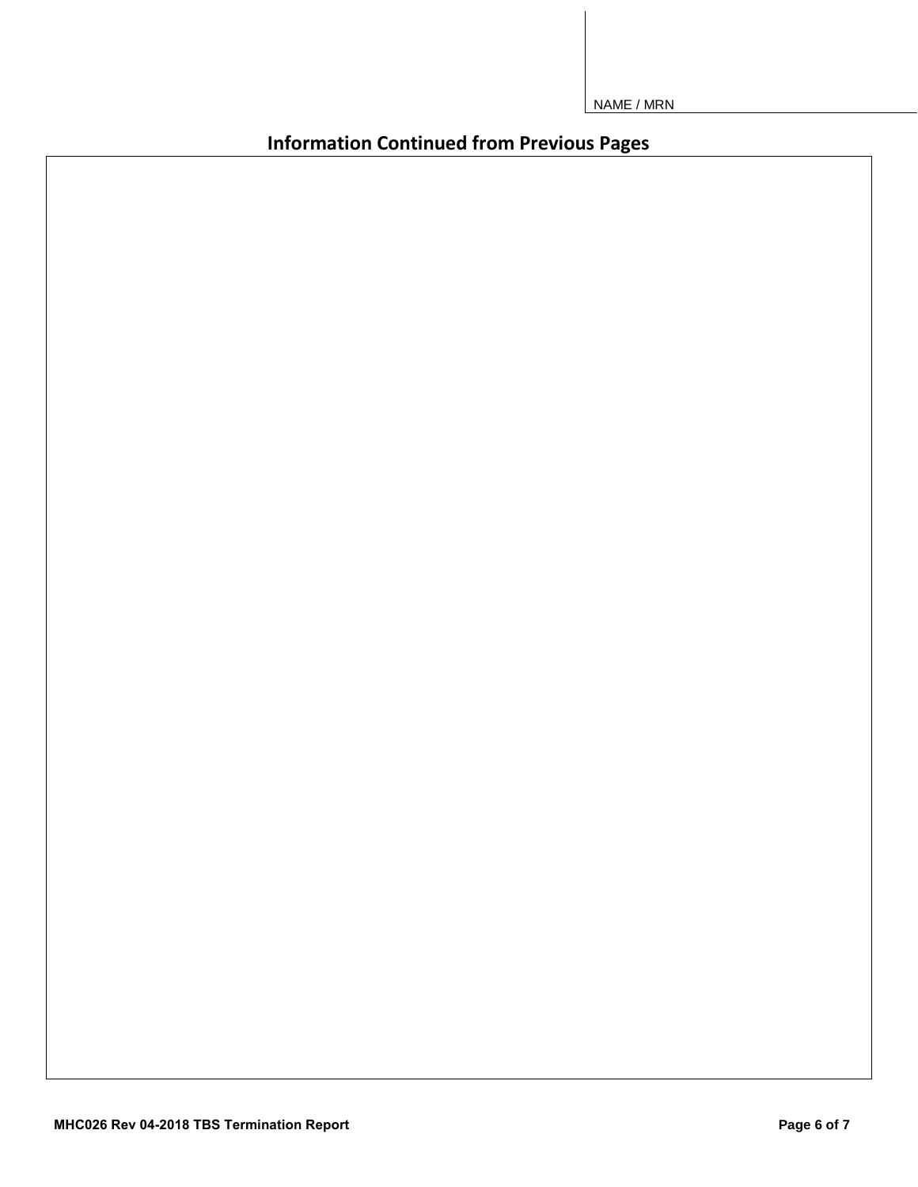NAME / MRN

## Information Continued from Previous Pages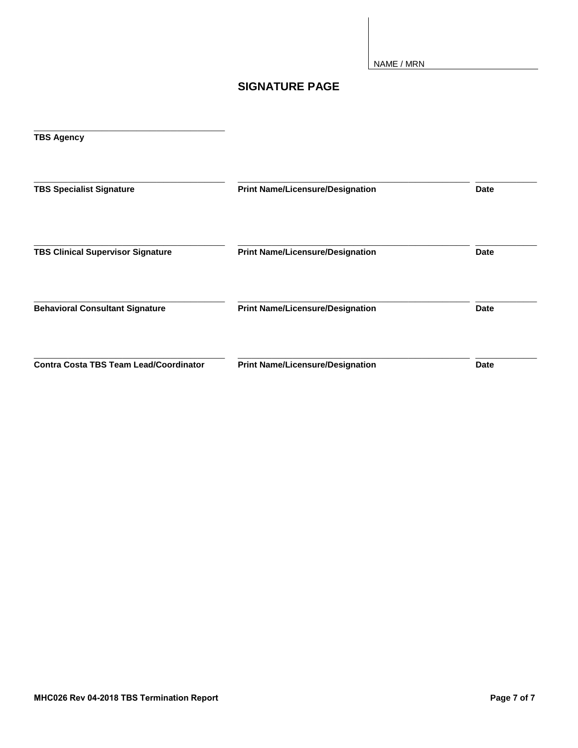NAME / MRN

## SIGNATURE PAGE

\_\_\_\_\_\_\_\_\_\_\_\_\_\_\_\_\_\_\_\_\_\_\_\_\_\_\_\_\_\_\_\_\_\_\_\_\_\_\_\_
**TBS Agency**

| | | |
|---|---|---|
| **TBS Specialist Signature** | **Print Name/Licensure/Designation** | **Date** |
| **TBS Clinical Supervisor Signature** | **Print Name/Licensure/Designation** | **Date** |
| **Behavioral Consultant Signature** | **Print Name/Licensure/Designation** | **Date** |
| **Contra Costa TBS Team Lead/Coordinator** | **Print Name/Licensure/Designation** | **Date** |

**MHC026 Rev 04-2018 TBS Termination Report**